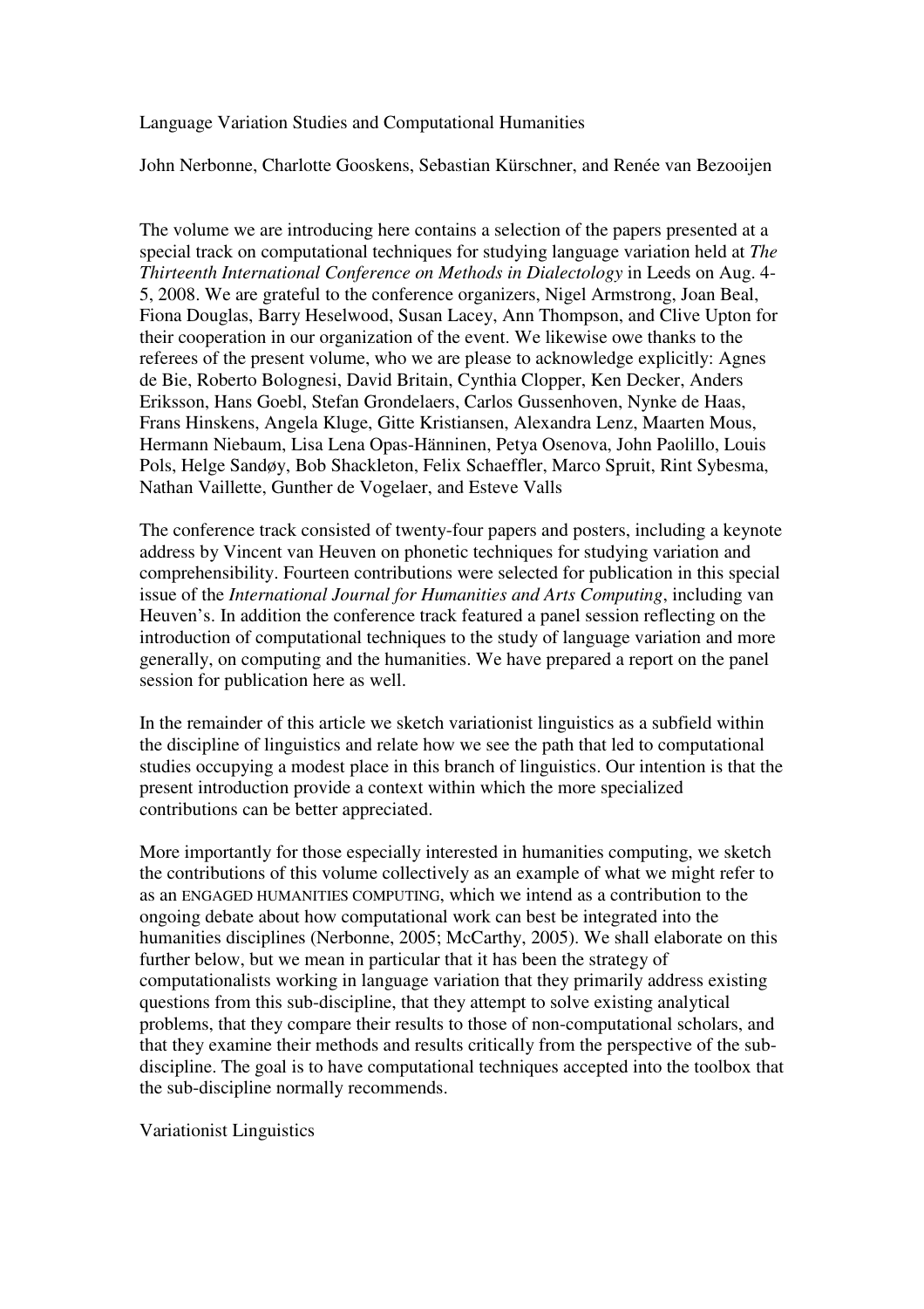# Language Variation Studies and Computational Humanities

John Nerbonne, Charlotte Gooskens, Sebastian Kürschner, and Renée van Bezooijen

The volume we are introducing here contains a selection of the papers presented at a special track on computational techniques for studying language variation held at *The Thirteenth International Conference on Methods in Dialectology* in Leeds on Aug. 4-5, 2008. We are grateful to the conference organizers, Nigel Armstrong, Joan Beal, Fiona Douglas, Barry Heselwood, Susan Lacey, Ann Thompson, and Clive Upton for their cooperation in our organization of the event. We likewise owe thanks to the referees of the present volume, who we are please to acknowledge explicitly: Agnes de Bie, Roberto Bolognesi, David Britain, Cynthia Clopper, Ken Decker, Anders Eriksson, Hans Goebl, Stefan Grondelaers, Carlos Gussenhoven, Nynke de Haas, Frans Hinskens, Angela Kluge, Gitte Kristiansen, Alexandra Lenz, Maarten Mous, Hermann Niebaum, Lisa Lena Opas-Hänninen, Petya Osenova, John Paolillo, Louis Pols, Helge Sandøy, Bob Shackleton, Felix Schaeffler, Marco Spruit, Rint Sybesma, Nathan Vaillette, Gunther de Vogelaer, and Esteve Valls

The conference track consisted of twenty-four papers and posters, including a keynote address by Vincent van Heuven on phonetic techniques for studying variation and comprehensibility. Fourteen contributions were selected for publication in this special issue of the *International Journal for Humanities and Arts Computing*, including van Heuven's. In addition the conference track featured a panel session reflecting on the introduction of computational techniques to the study of language variation and more generally, on computing and the humanities. We have prepared a report on the panel session for publication here as well.

In the remainder of this article we sketch variationist linguistics as a subfield within the discipline of linguistics and relate how we see the path that led to computational studies occupying a modest place in this branch of linguistics. Our intention is that the present introduction provide a context within which the more specialized contributions can be better appreciated.

More importantly for those especially interested in humanities computing, we sketch the contributions of this volume collectively as an example of what we might refer to as an ENGAGED HUMANITIES COMPUTING, which we intend as a contribution to the ongoing debate about how computational work can best be integrated into the humanities disciplines (Nerbonne, 2005; McCarthy, 2005). We shall elaborate on this further below, but we mean in particular that it has been the strategy of computationalists working in language variation that they primarily address existing questions from this sub-discipline, that they attempt to solve existing analytical problems, that they compare their results to those of non-computational scholars, and that they examine their methods and results critically from the perspective of the sub-discipline. The goal is to have computational techniques accepted into the toolbox that the sub-discipline normally recommends.

## Variationist Linguistics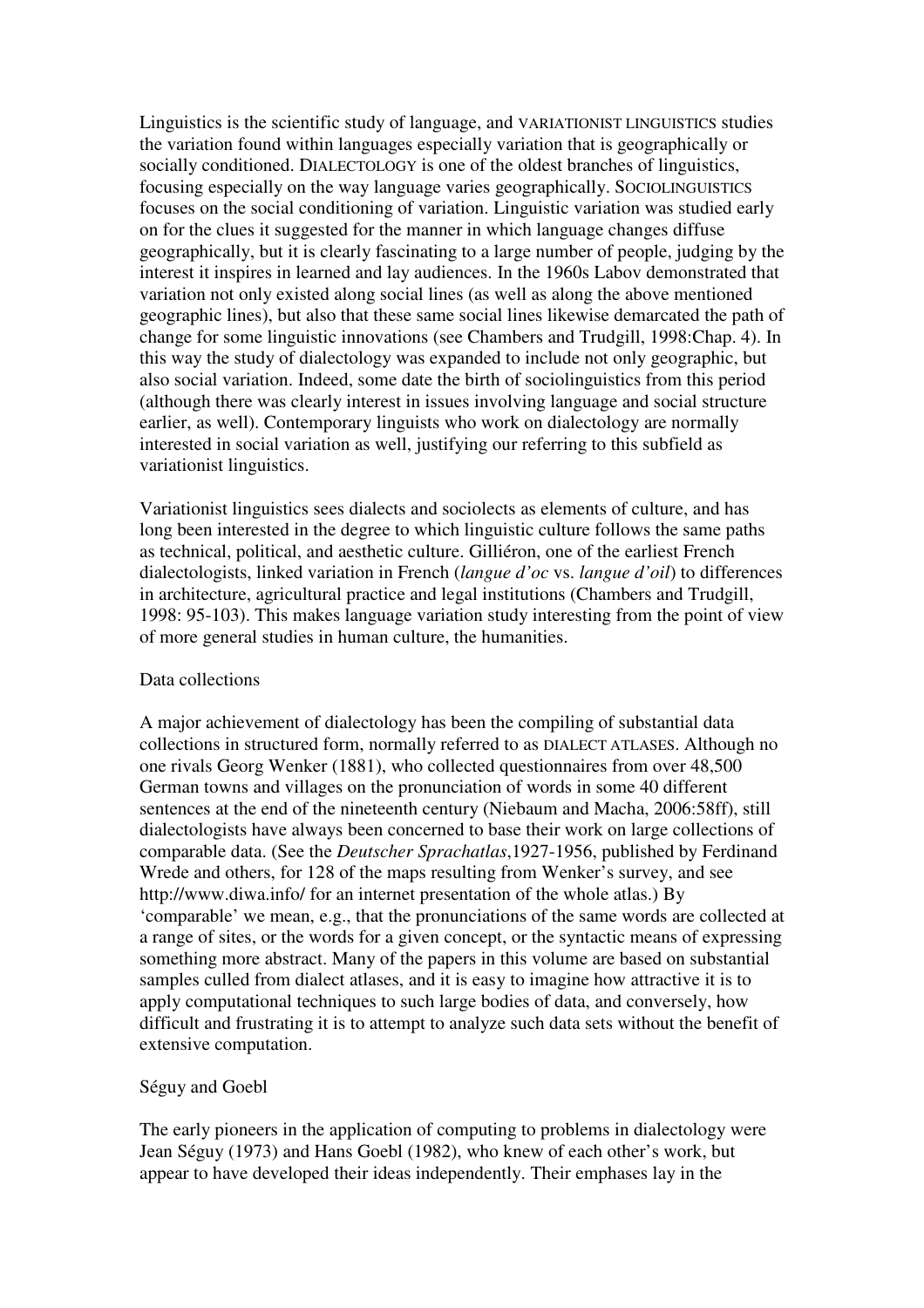Linguistics is the scientific study of language, and VARIATIONIST LINGUISTICS studies the variation found within languages especially variation that is geographically or socially conditioned. DIALECTOLOGY is one of the oldest branches of linguistics, focusing especially on the way language varies geographically. SOCIOLINGUISTICS focuses on the social conditioning of variation. Linguistic variation was studied early on for the clues it suggested for the manner in which language changes diffuse geographically, but it is clearly fascinating to a large number of people, judging by the interest it inspires in learned and lay audiences. In the 1960s Labov demonstrated that variation not only existed along social lines (as well as along the above mentioned geographic lines), but also that these same social lines likewise demarcated the path of change for some linguistic innovations (see Chambers and Trudgill, 1998:Chap. 4). In this way the study of dialectology was expanded to include not only geographic, but also social variation. Indeed, some date the birth of sociolinguistics from this period (although there was clearly interest in issues involving language and social structure earlier, as well). Contemporary linguists who work on dialectology are normally interested in social variation as well, justifying our referring to this subfield as variationist linguistics.

Variationist linguistics sees dialects and sociolects as elements of culture, and has long been interested in the degree to which linguistic culture follows the same paths as technical, political, and aesthetic culture. Gilliéron, one of the earliest French dialectologists, linked variation in French (*langue d'oc* vs. *langue d'oil*) to differences in architecture, agricultural practice and legal institutions (Chambers and Trudgill, 1998: 95-103). This makes language variation study interesting from the point of view of more general studies in human culture, the humanities.

## Data collections

A major achievement of dialectology has been the compiling of substantial data collections in structured form, normally referred to as DIALECT ATLASES. Although no one rivals Georg Wenker (1881), who collected questionnaires from over 48,500 German towns and villages on the pronunciation of words in some 40 different sentences at the end of the nineteenth century (Niebaum and Macha, 2006:58ff), still dialectologists have always been concerned to base their work on large collections of comparable data. (See the *Deutscher Sprachatlas*,1927-1956, published by Ferdinand Wrede and others, for 128 of the maps resulting from Wenker's survey, and see http://www.diwa.info/ for an internet presentation of the whole atlas.) By 'comparable' we mean, e.g., that the pronunciations of the same words are collected at a range of sites, or the words for a given concept, or the syntactic means of expressing something more abstract. Many of the papers in this volume are based on substantial samples culled from dialect atlases, and it is easy to imagine how attractive it is to apply computational techniques to such large bodies of data, and conversely, how difficult and frustrating it is to attempt to analyze such data sets without the benefit of extensive computation.

## Séguy and Goebl

The early pioneers in the application of computing to problems in dialectology were Jean Séguy (1973) and Hans Goebl (1982), who knew of each other's work, but appear to have developed their ideas independently. Their emphases lay in the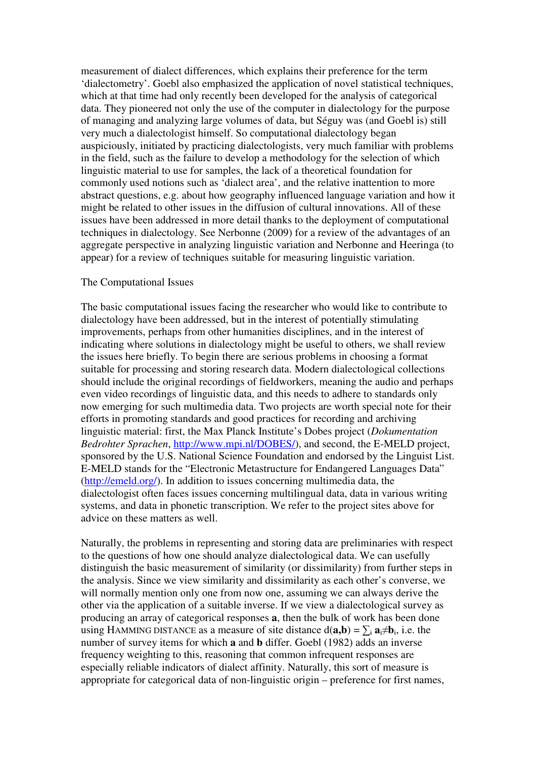measurement of dialect differences, which explains their preference for the term 'dialectometry'. Goebl also emphasized the application of novel statistical techniques, which at that time had only recently been developed for the analysis of categorical data. They pioneered not only the use of the computer in dialectology for the purpose of managing and analyzing large volumes of data, but Séguy was (and Goebl is) still very much a dialectologist himself. So computational dialectology began auspiciously, initiated by practicing dialectologists, very much familiar with problems in the field, such as the failure to develop a methodology for the selection of which linguistic material to use for samples, the lack of a theoretical foundation for commonly used notions such as 'dialect area', and the relative inattention to more abstract questions, e.g. about how geography influenced language variation and how it might be related to other issues in the diffusion of cultural innovations. All of these issues have been addressed in more detail thanks to the deployment of computational techniques in dialectology. See Nerbonne (2009) for a review of the advantages of an aggregate perspective in analyzing linguistic variation and Nerbonne and Heeringa (to appear) for a review of techniques suitable for measuring linguistic variation.

## The Computational Issues

The basic computational issues facing the researcher who would like to contribute to dialectology have been addressed, but in the interest of potentially stimulating improvements, perhaps from other humanities disciplines, and in the interest of indicating where solutions in dialectology might be useful to others, we shall review the issues here briefly. To begin there are serious problems in choosing a format suitable for processing and storing research data. Modern dialectological collections should include the original recordings of fieldworkers, meaning the audio and perhaps even video recordings of linguistic data, and this needs to adhere to standards only now emerging for such multimedia data. Two projects are worth special note for their efforts in promoting standards and good practices for recording and archiving linguistic material: first, the Max Planck Institute's Dobes project (*Dokumentation Bedrohter Sprachen*, http://www.mpi.nl/DOBES/), and second, the E-MELD project, sponsored by the U.S. National Science Foundation and endorsed by the Linguist List. E-MELD stands for the "Electronic Metastructure for Endangered Languages Data" (http://emeld.org/). In addition to issues concerning multimedia data, the dialectologist often faces issues concerning multilingual data, data in various writing systems, and data in phonetic transcription. We refer to the project sites above for advice on these matters as well.

Naturally, the problems in representing and storing data are preliminaries with respect to the questions of how one should analyze dialectological data. We can usefully distinguish the basic measurement of similarity (or dissimilarity) from further steps in the analysis. Since we view similarity and dissimilarity as each other's converse, we will normally mention only one from now one, assuming we can always derive the other via the application of a suitable inverse. If we view a dialectological survey as producing an array of categorical responses **a**, then the bulk of work has been done using HAMMING DISTANCE as a measure of site distance $d(\mathbf{a},\mathbf{b}) = \sum_i \mathbf{a}_i \neq \mathbf{b}_i$, i.e. the number of survey items for which **a** and **b** differ. Goebl (1982) adds an inverse frequency weighting to this, reasoning that common infrequent responses are especially reliable indicators of dialect affinity. Naturally, this sort of measure is appropriate for categorical data of non-linguistic origin – preference for first names,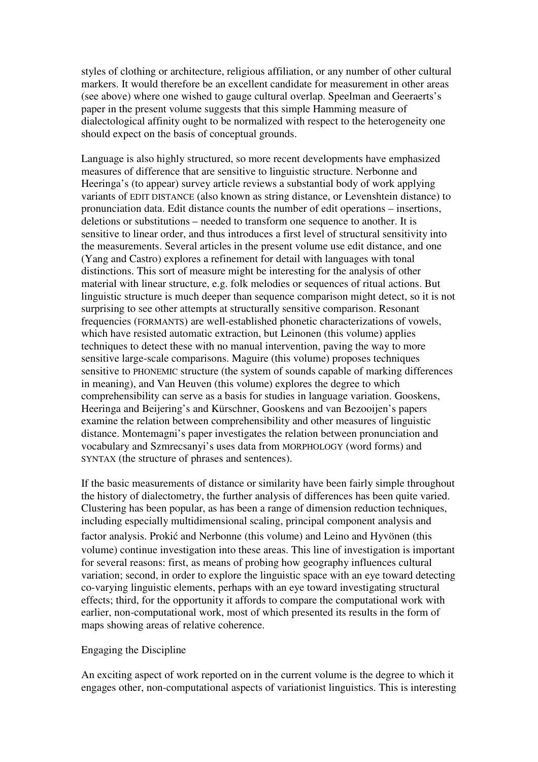styles of clothing or architecture, religious affiliation, or any number of other cultural markers. It would therefore be an excellent candidate for measurement in other areas (see above) where one wished to gauge cultural overlap. Speelman and Geeraerts's paper in the present volume suggests that this simple Hamming measure of dialectological affinity ought to be normalized with respect to the heterogeneity one should expect on the basis of conceptual grounds.

Language is also highly structured, so more recent developments have emphasized measures of difference that are sensitive to linguistic structure. Nerbonne and Heeringa's (to appear) survey article reviews a substantial body of work applying variants of EDIT DISTANCE (also known as string distance, or Levenshtein distance) to pronunciation data. Edit distance counts the number of edit operations – insertions, deletions or substitutions – needed to transform one sequence to another. It is sensitive to linear order, and thus introduces a first level of structural sensitivity into the measurements. Several articles in the present volume use edit distance, and one (Yang and Castro) explores a refinement for detail with languages with tonal distinctions. This sort of measure might be interesting for the analysis of other material with linear structure, e.g. folk melodies or sequences of ritual actions. But linguistic structure is much deeper than sequence comparison might detect, so it is not surprising to see other attempts at structurally sensitive comparison. Resonant frequencies (FORMANTS) are well-established phonetic characterizations of vowels, which have resisted automatic extraction, but Leinonen (this volume) applies techniques to detect these with no manual intervention, paving the way to more sensitive large-scale comparisons. Maguire (this volume) proposes techniques sensitive to PHONEMIC structure (the system of sounds capable of marking differences in meaning), and Van Heuven (this volume) explores the degree to which comprehensibility can serve as a basis for studies in language variation. Gooskens, Heeringa and Beijering's and Kürschner, Gooskens and van Bezooijen's papers examine the relation between comprehensibility and other measures of linguistic distance. Montemagni's paper investigates the relation between pronunciation and vocabulary and Szmrecsanyi's uses data from MORPHOLOGY (word forms) and SYNTAX (the structure of phrases and sentences).

If the basic measurements of distance or similarity have been fairly simple throughout the history of dialectometry, the further analysis of differences has been quite varied. Clustering has been popular, as has been a range of dimension reduction techniques, including especially multidimensional scaling, principal component analysis and factor analysis. Prokić and Nerbonne (this volume) and Leino and Hyvönen (this volume) continue investigation into these areas. This line of investigation is important for several reasons: first, as means of probing how geography influences cultural variation; second, in order to explore the linguistic space with an eye toward detecting co-varying linguistic elements, perhaps with an eye toward investigating structural effects; third, for the opportunity it affords to compare the computational work with earlier, non-computational work, most of which presented its results in the form of maps showing areas of relative coherence.

## Engaging the Discipline

An exciting aspect of work reported on in the current volume is the degree to which it engages other, non-computational aspects of variationist linguistics. This is interesting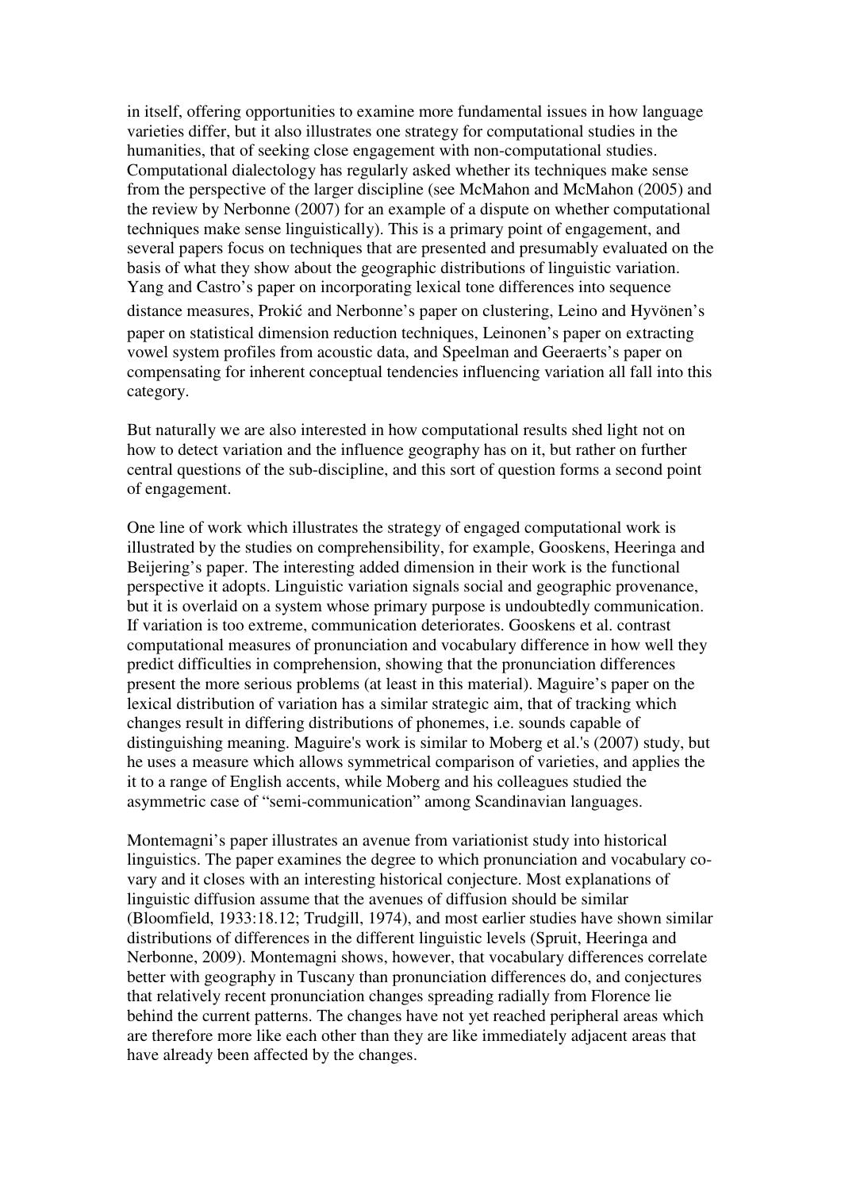in itself, offering opportunities to examine more fundamental issues in how language varieties differ, but it also illustrates one strategy for computational studies in the humanities, that of seeking close engagement with non-computational studies. Computational dialectology has regularly asked whether its techniques make sense from the perspective of the larger discipline (see McMahon and McMahon (2005) and the review by Nerbonne (2007) for an example of a dispute on whether computational techniques make sense linguistically). This is a primary point of engagement, and several papers focus on techniques that are presented and presumably evaluated on the basis of what they show about the geographic distributions of linguistic variation. Yang and Castro's paper on incorporating lexical tone differences into sequence distance measures, Prokić and Nerbonne's paper on clustering, Leino and Hyvönen's paper on statistical dimension reduction techniques, Leinonen's paper on extracting vowel system profiles from acoustic data, and Speelman and Geeraerts's paper on compensating for inherent conceptual tendencies influencing variation all fall into this category.

But naturally we are also interested in how computational results shed light not on how to detect variation and the influence geography has on it, but rather on further central questions of the sub-discipline, and this sort of question forms a second point of engagement.

One line of work which illustrates the strategy of engaged computational work is illustrated by the studies on comprehensibility, for example, Gooskens, Heeringa and Beijering's paper. The interesting added dimension in their work is the functional perspective it adopts. Linguistic variation signals social and geographic provenance, but it is overlaid on a system whose primary purpose is undoubtedly communication. If variation is too extreme, communication deteriorates. Gooskens et al. contrast computational measures of pronunciation and vocabulary difference in how well they predict difficulties in comprehension, showing that the pronunciation differences present the more serious problems (at least in this material). Maguire's paper on the lexical distribution of variation has a similar strategic aim, that of tracking which changes result in differing distributions of phonemes, i.e. sounds capable of distinguishing meaning. Maguire's work is similar to Moberg et al.'s (2007) study, but he uses a measure which allows symmetrical comparison of varieties, and applies the it to a range of English accents, while Moberg and his colleagues studied the asymmetric case of "semi-communication" among Scandinavian languages.

Montemagni's paper illustrates an avenue from variationist study into historical linguistics. The paper examines the degree to which pronunciation and vocabulary co-vary and it closes with an interesting historical conjecture. Most explanations of linguistic diffusion assume that the avenues of diffusion should be similar (Bloomfield, 1933:18.12; Trudgill, 1974), and most earlier studies have shown similar distributions of differences in the different linguistic levels (Spruit, Heeringa and Nerbonne, 2009). Montemagni shows, however, that vocabulary differences correlate better with geography in Tuscany than pronunciation differences do, and conjectures that relatively recent pronunciation changes spreading radially from Florence lie behind the current patterns. The changes have not yet reached peripheral areas which are therefore more like each other than they are like immediately adjacent areas that have already been affected by the changes.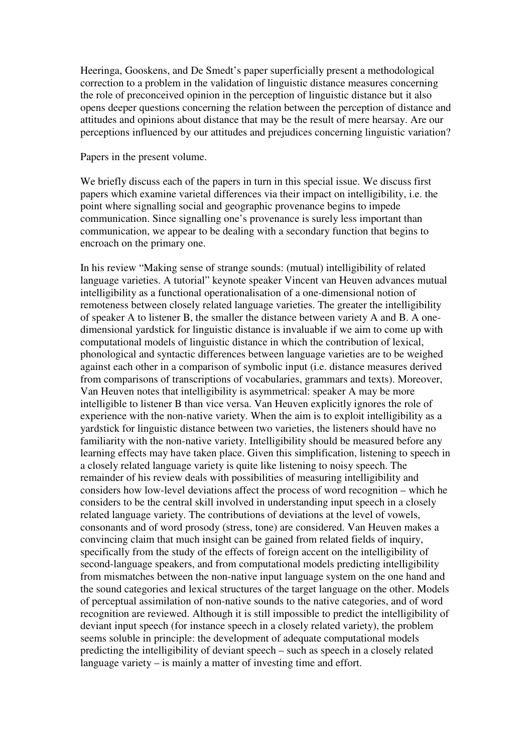Heeringa, Gooskens, and De Smedt's paper superficially present a methodological correction to a problem in the validation of linguistic distance measures concerning the role of preconceived opinion in the perception of linguistic distance but it also opens deeper questions concerning the relation between the perception of distance and attitudes and opinions about distance that may be the result of mere hearsay. Are our perceptions influenced by our attitudes and prejudices concerning linguistic variation?

Papers in the present volume.

We briefly discuss each of the papers in turn in this special issue. We discuss first papers which examine varietal differences via their impact on intelligibility, i.e. the point where signalling social and geographic provenance begins to impede communication. Since signalling one's provenance is surely less important than communication, we appear to be dealing with a secondary function that begins to encroach on the primary one.

In his review "Making sense of strange sounds: (mutual) intelligibility of related language varieties. A tutorial" keynote speaker Vincent van Heuven advances mutual intelligibility as a functional operationalisation of a one-dimensional notion of remoteness between closely related language varieties. The greater the intelligibility of speaker A to listener B, the smaller the distance between variety A and B. A one-dimensional yardstick for linguistic distance is invaluable if we aim to come up with computational models of linguistic distance in which the contribution of lexical, phonological and syntactic differences between language varieties are to be weighed against each other in a comparison of symbolic input (i.e. distance measures derived from comparisons of transcriptions of vocabularies, grammars and texts). Moreover, Van Heuven notes that intelligibility is asymmetrical: speaker A may be more intelligible to listener B than vice versa. Van Heuven explicitly ignores the role of experience with the non-native variety. When the aim is to exploit intelligibility as a yardstick for linguistic distance between two varieties, the listeners should have no familiarity with the non-native variety. Intelligibility should be measured before any learning effects may have taken place. Given this simplification, listening to speech in a closely related language variety is quite like listening to noisy speech. The remainder of his review deals with possibilities of measuring intelligibility and considers how low-level deviations affect the process of word recognition – which he considers to be the central skill involved in understanding input speech in a closely related language variety. The contributions of deviations at the level of vowels, consonants and of word prosody (stress, tone) are considered. Van Heuven makes a convincing claim that much insight can be gained from related fields of inquiry, specifically from the study of the effects of foreign accent on the intelligibility of second-language speakers, and from computational models predicting intelligibility from mismatches between the non-native input language system on the one hand and the sound categories and lexical structures of the target language on the other. Models of perceptual assimilation of non-native sounds to the native categories, and of word recognition are reviewed. Although it is still impossible to predict the intelligibility of deviant input speech (for instance speech in a closely related variety), the problem seems soluble in principle: the development of adequate computational models predicting the intelligibility of deviant speech – such as speech in a closely related language variety – is mainly a matter of investing time and effort.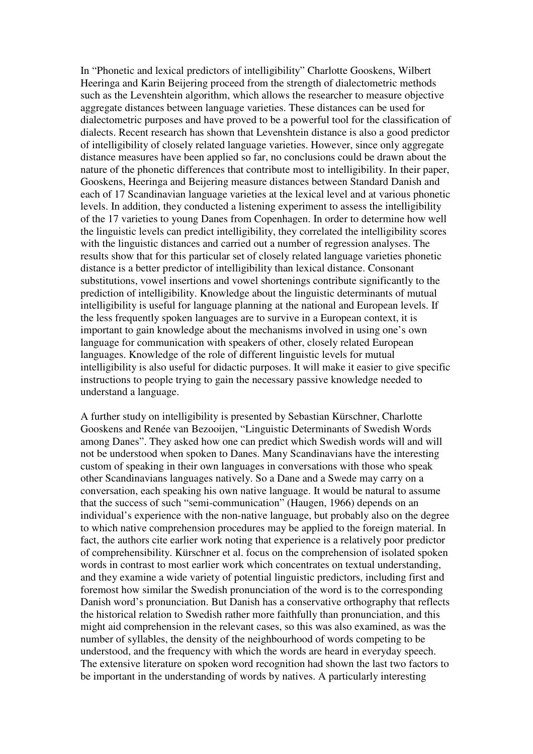In "Phonetic and lexical predictors of intelligibility" Charlotte Gooskens, Wilbert Heeringa and Karin Beijering proceed from the strength of dialectometric methods such as the Levenshtein algorithm, which allows the researcher to measure objective aggregate distances between language varieties. These distances can be used for dialectometric purposes and have proved to be a powerful tool for the classification of dialects. Recent research has shown that Levenshtein distance is also a good predictor of intelligibility of closely related language varieties. However, since only aggregate distance measures have been applied so far, no conclusions could be drawn about the nature of the phonetic differences that contribute most to intelligibility. In their paper, Gooskens, Heeringa and Beijering measure distances between Standard Danish and each of 17 Scandinavian language varieties at the lexical level and at various phonetic levels. In addition, they conducted a listening experiment to assess the intelligibility of the 17 varieties to young Danes from Copenhagen. In order to determine how well the linguistic levels can predict intelligibility, they correlated the intelligibility scores with the linguistic distances and carried out a number of regression analyses. The results show that for this particular set of closely related language varieties phonetic distance is a better predictor of intelligibility than lexical distance. Consonant substitutions, vowel insertions and vowel shortenings contribute significantly to the prediction of intelligibility. Knowledge about the linguistic determinants of mutual intelligibility is useful for language planning at the national and European levels. If the less frequently spoken languages are to survive in a European context, it is important to gain knowledge about the mechanisms involved in using one's own language for communication with speakers of other, closely related European languages. Knowledge of the role of different linguistic levels for mutual intelligibility is also useful for didactic purposes. It will make it easier to give specific instructions to people trying to gain the necessary passive knowledge needed to understand a language.

A further study on intelligibility is presented by Sebastian Kürschner, Charlotte Gooskens and Renée van Bezooijen, "Linguistic Determinants of Swedish Words among Danes". They asked how one can predict which Swedish words will and will not be understood when spoken to Danes. Many Scandinavians have the interesting custom of speaking in their own languages in conversations with those who speak other Scandinavians languages natively. So a Dane and a Swede may carry on a conversation, each speaking his own native language. It would be natural to assume that the success of such "semi-communication" (Haugen, 1966) depends on an individual's experience with the non-native language, but probably also on the degree to which native comprehension procedures may be applied to the foreign material. In fact, the authors cite earlier work noting that experience is a relatively poor predictor of comprehensibility. Kürschner et al. focus on the comprehension of isolated spoken words in contrast to most earlier work which concentrates on textual understanding, and they examine a wide variety of potential linguistic predictors, including first and foremost how similar the Swedish pronunciation of the word is to the corresponding Danish word's pronunciation. But Danish has a conservative orthography that reflects the historical relation to Swedish rather more faithfully than pronunciation, and this might aid comprehension in the relevant cases, so this was also examined, as was the number of syllables, the density of the neighbourhood of words competing to be understood, and the frequency with which the words are heard in everyday speech. The extensive literature on spoken word recognition had shown the last two factors to be important in the understanding of words by natives. A particularly interesting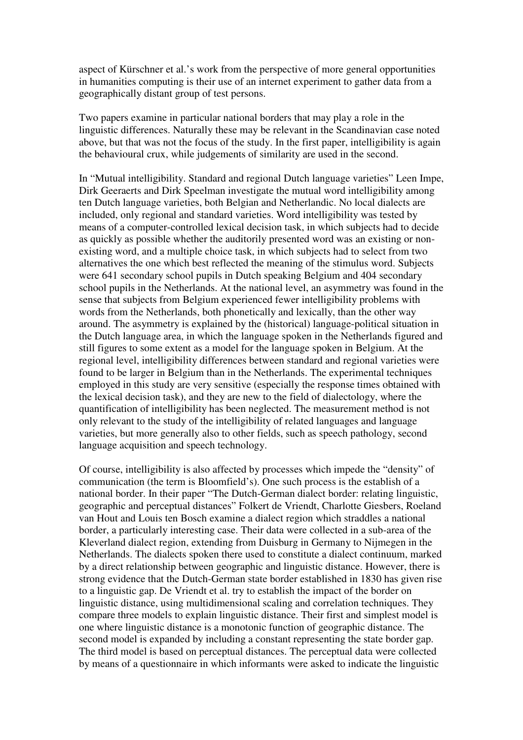aspect of Kürschner et al.'s work from the perspective of more general opportunities in humanities computing is their use of an internet experiment to gather data from a geographically distant group of test persons.

Two papers examine in particular national borders that may play a role in the linguistic differences. Naturally these may be relevant in the Scandinavian case noted above, but that was not the focus of the study. In the first paper, intelligibility is again the behavioural crux, while judgements of similarity are used in the second.

In "Mutual intelligibility. Standard and regional Dutch language varieties" Leen Impe, Dirk Geeraerts and Dirk Speelman investigate the mutual word intelligibility among ten Dutch language varieties, both Belgian and Netherlandic. No local dialects are included, only regional and standard varieties. Word intelligibility was tested by means of a computer-controlled lexical decision task, in which subjects had to decide as quickly as possible whether the auditorily presented word was an existing or non-existing word, and a multiple choice task, in which subjects had to select from two alternatives the one which best reflected the meaning of the stimulus word. Subjects were 641 secondary school pupils in Dutch speaking Belgium and 404 secondary school pupils in the Netherlands. At the national level, an asymmetry was found in the sense that subjects from Belgium experienced fewer intelligibility problems with words from the Netherlands, both phonetically and lexically, than the other way around. The asymmetry is explained by the (historical) language-political situation in the Dutch language area, in which the language spoken in the Netherlands figured and still figures to some extent as a model for the language spoken in Belgium. At the regional level, intelligibility differences between standard and regional varieties were found to be larger in Belgium than in the Netherlands. The experimental techniques employed in this study are very sensitive (especially the response times obtained with the lexical decision task), and they are new to the field of dialectology, where the quantification of intelligibility has been neglected. The measurement method is not only relevant to the study of the intelligibility of related languages and language varieties, but more generally also to other fields, such as speech pathology, second language acquisition and speech technology.

Of course, intelligibility is also affected by processes which impede the "density" of communication (the term is Bloomfield's). One such process is the establish of a national border. In their paper "The Dutch-German dialect border: relating linguistic, geographic and perceptual distances" Folkert de Vriendt, Charlotte Giesbers, Roeland van Hout and Louis ten Bosch examine a dialect region which straddles a national border, a particularly interesting case. Their data were collected in a sub-area of the Kleverland dialect region, extending from Duisburg in Germany to Nijmegen in the Netherlands. The dialects spoken there used to constitute a dialect continuum, marked by a direct relationship between geographic and linguistic distance. However, there is strong evidence that the Dutch-German state border established in 1830 has given rise to a linguistic gap. De Vriendt et al. try to establish the impact of the border on linguistic distance, using multidimensional scaling and correlation techniques. They compare three models to explain linguistic distance. Their first and simplest model is one where linguistic distance is a monotonic function of geographic distance. The second model is expanded by including a constant representing the state border gap. The third model is based on perceptual distances. The perceptual data were collected by means of a questionnaire in which informants were asked to indicate the linguistic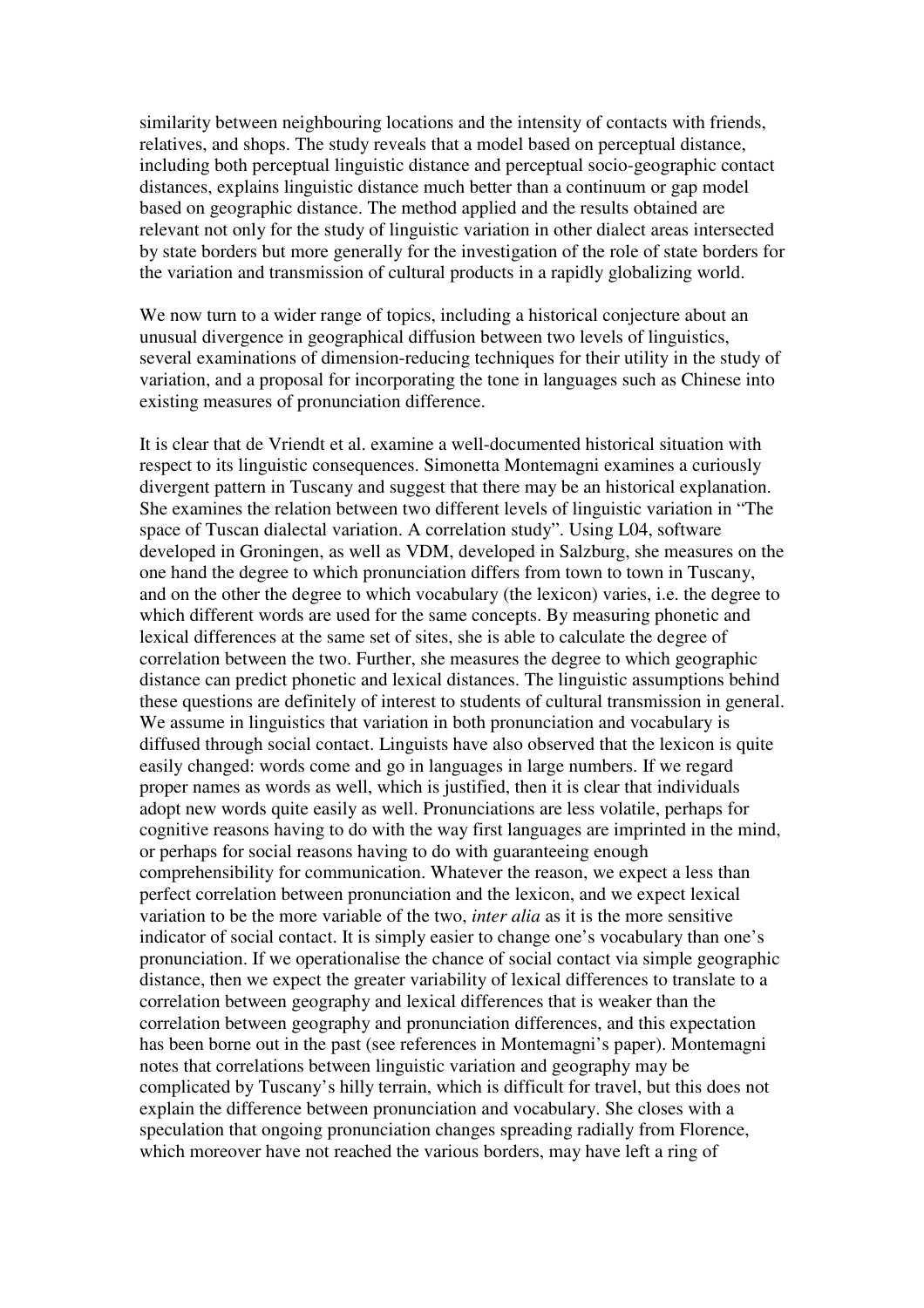similarity between neighbouring locations and the intensity of contacts with friends, relatives, and shops. The study reveals that a model based on perceptual distance, including both perceptual linguistic distance and perceptual socio-geographic contact distances, explains linguistic distance much better than a continuum or gap model based on geographic distance. The method applied and the results obtained are relevant not only for the study of linguistic variation in other dialect areas intersected by state borders but more generally for the investigation of the role of state borders for the variation and transmission of cultural products in a rapidly globalizing world.

We now turn to a wider range of topics, including a historical conjecture about an unusual divergence in geographical diffusion between two levels of linguistics, several examinations of dimension-reducing techniques for their utility in the study of variation, and a proposal for incorporating the tone in languages such as Chinese into existing measures of pronunciation difference.

It is clear that de Vriendt et al. examine a well-documented historical situation with respect to its linguistic consequences. Simonetta Montemagni examines a curiously divergent pattern in Tuscany and suggest that there may be an historical explanation. She examines the relation between two different levels of linguistic variation in "The space of Tuscan dialectal variation. A correlation study". Using L04, software developed in Groningen, as well as VDM, developed in Salzburg, she measures on the one hand the degree to which pronunciation differs from town to town in Tuscany, and on the other the degree to which vocabulary (the lexicon) varies, i.e. the degree to which different words are used for the same concepts. By measuring phonetic and lexical differences at the same set of sites, she is able to calculate the degree of correlation between the two. Further, she measures the degree to which geographic distance can predict phonetic and lexical distances. The linguistic assumptions behind these questions are definitely of interest to students of cultural transmission in general. We assume in linguistics that variation in both pronunciation and vocabulary is diffused through social contact. Linguists have also observed that the lexicon is quite easily changed: words come and go in languages in large numbers. If we regard proper names as words as well, which is justified, then it is clear that individuals adopt new words quite easily as well. Pronunciations are less volatile, perhaps for cognitive reasons having to do with the way first languages are imprinted in the mind, or perhaps for social reasons having to do with guaranteeing enough comprehensibility for communication. Whatever the reason, we expect a less than perfect correlation between pronunciation and the lexicon, and we expect lexical variation to be the more variable of the two, *inter alia* as it is the more sensitive indicator of social contact. It is simply easier to change one's vocabulary than one's pronunciation. If we operationalise the chance of social contact via simple geographic distance, then we expect the greater variability of lexical differences to translate to a correlation between geography and lexical differences that is weaker than the correlation between geography and pronunciation differences, and this expectation has been borne out in the past (see references in Montemagni's paper). Montemagni notes that correlations between linguistic variation and geography may be complicated by Tuscany's hilly terrain, which is difficult for travel, but this does not explain the difference between pronunciation and vocabulary. She closes with a speculation that ongoing pronunciation changes spreading radially from Florence, which moreover have not reached the various borders, may have left a ring of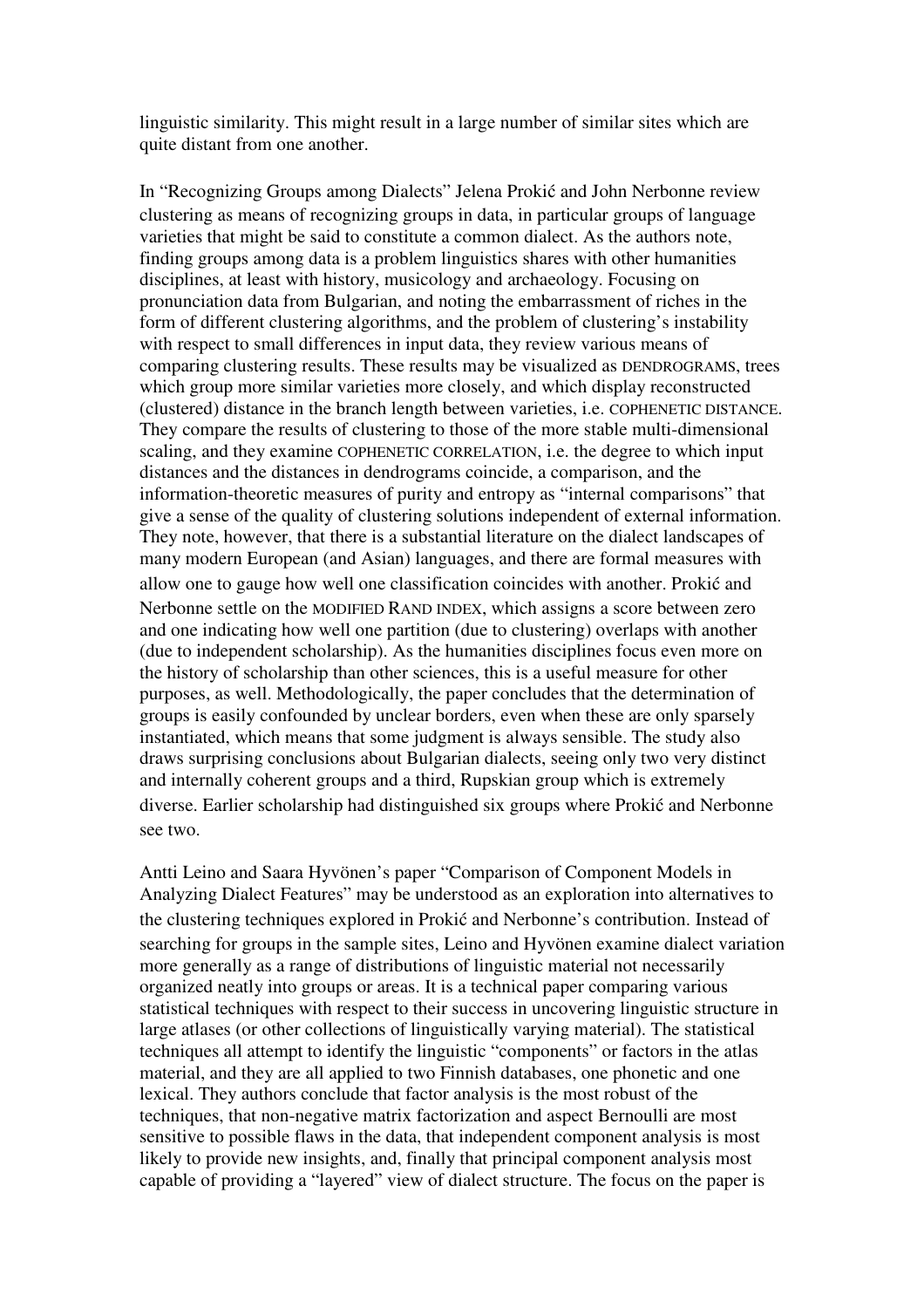linguistic similarity. This might result in a large number of similar sites which are quite distant from one another.

In "Recognizing Groups among Dialects" Jelena Prokić and John Nerbonne review clustering as means of recognizing groups in data, in particular groups of language varieties that might be said to constitute a common dialect. As the authors note, finding groups among data is a problem linguistics shares with other humanities disciplines, at least with history, musicology and archaeology. Focusing on pronunciation data from Bulgarian, and noting the embarrassment of riches in the form of different clustering algorithms, and the problem of clustering's instability with respect to small differences in input data, they review various means of comparing clustering results. These results may be visualized as DENDROGRAMS, trees which group more similar varieties more closely, and which display reconstructed (clustered) distance in the branch length between varieties, i.e. COPHENETIC DISTANCE. They compare the results of clustering to those of the more stable multi-dimensional scaling, and they examine COPHENETIC CORRELATION, i.e. the degree to which input distances and the distances in dendrograms coincide, a comparison, and the information-theoretic measures of purity and entropy as "internal comparisons" that give a sense of the quality of clustering solutions independent of external information. They note, however, that there is a substantial literature on the dialect landscapes of many modern European (and Asian) languages, and there are formal measures with allow one to gauge how well one classification coincides with another. Prokić and Nerbonne settle on the MODIFIED RAND INDEX, which assigns a score between zero and one indicating how well one partition (due to clustering) overlaps with another (due to independent scholarship). As the humanities disciplines focus even more on the history of scholarship than other sciences, this is a useful measure for other purposes, as well. Methodologically, the paper concludes that the determination of groups is easily confounded by unclear borders, even when these are only sparsely instantiated, which means that some judgment is always sensible. The study also draws surprising conclusions about Bulgarian dialects, seeing only two very distinct and internally coherent groups and a third, Rupskian group which is extremely diverse. Earlier scholarship had distinguished six groups where Prokić and Nerbonne see two.

Antti Leino and Saara Hyvönen's paper "Comparison of Component Models in Analyzing Dialect Features" may be understood as an exploration into alternatives to the clustering techniques explored in Prokić and Nerbonne's contribution. Instead of searching for groups in the sample sites, Leino and Hyvönen examine dialect variation more generally as a range of distributions of linguistic material not necessarily organized neatly into groups or areas. It is a technical paper comparing various statistical techniques with respect to their success in uncovering linguistic structure in large atlases (or other collections of linguistically varying material). The statistical techniques all attempt to identify the linguistic "components" or factors in the atlas material, and they are all applied to two Finnish databases, one phonetic and one lexical. They authors conclude that factor analysis is the most robust of the techniques, that non-negative matrix factorization and aspect Bernoulli are most sensitive to possible flaws in the data, that independent component analysis is most likely to provide new insights, and, finally that principal component analysis most capable of providing a "layered" view of dialect structure. The focus on the paper is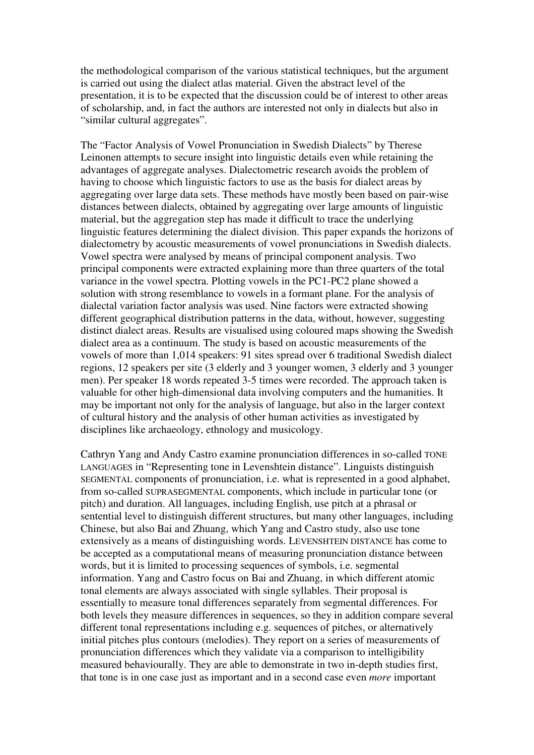the methodological comparison of the various statistical techniques, but the argument is carried out using the dialect atlas material. Given the abstract level of the presentation, it is to be expected that the discussion could be of interest to other areas of scholarship, and, in fact the authors are interested not only in dialects but also in "similar cultural aggregates".

The "Factor Analysis of Vowel Pronunciation in Swedish Dialects" by Therese Leinonen attempts to secure insight into linguistic details even while retaining the advantages of aggregate analyses. Dialectometric research avoids the problem of having to choose which linguistic factors to use as the basis for dialect areas by aggregating over large data sets. These methods have mostly been based on pair-wise distances between dialects, obtained by aggregating over large amounts of linguistic material, but the aggregation step has made it difficult to trace the underlying linguistic features determining the dialect division. This paper expands the horizons of dialectometry by acoustic measurements of vowel pronunciations in Swedish dialects. Vowel spectra were analysed by means of principal component analysis. Two principal components were extracted explaining more than three quarters of the total variance in the vowel spectra. Plotting vowels in the PC1-PC2 plane showed a solution with strong resemblance to vowels in a formant plane. For the analysis of dialectal variation factor analysis was used. Nine factors were extracted showing different geographical distribution patterns in the data, without, however, suggesting distinct dialect areas. Results are visualised using coloured maps showing the Swedish dialect area as a continuum. The study is based on acoustic measurements of the vowels of more than 1,014 speakers: 91 sites spread over 6 traditional Swedish dialect regions, 12 speakers per site (3 elderly and 3 younger women, 3 elderly and 3 younger men). Per speaker 18 words repeated 3-5 times were recorded. The approach taken is valuable for other high-dimensional data involving computers and the humanities. It may be important not only for the analysis of language, but also in the larger context of cultural history and the analysis of other human activities as investigated by disciplines like archaeology, ethnology and musicology.

Cathryn Yang and Andy Castro examine pronunciation differences in so-called TONE LANGUAGES in "Representing tone in Levenshtein distance". Linguists distinguish SEGMENTAL components of pronunciation, i.e. what is represented in a good alphabet, from so-called SUPRASEGMENTAL components, which include in particular tone (or pitch) and duration. All languages, including English, use pitch at a phrasal or sentential level to distinguish different structures, but many other languages, including Chinese, but also Bai and Zhuang, which Yang and Castro study, also use tone extensively as a means of distinguishing words. LEVENSHTEIN DISTANCE has come to be accepted as a computational means of measuring pronunciation distance between words, but it is limited to processing sequences of symbols, i.e. segmental information. Yang and Castro focus on Bai and Zhuang, in which different atomic tonal elements are always associated with single syllables. Their proposal is essentially to measure tonal differences separately from segmental differences. For both levels they measure differences in sequences, so they in addition compare several different tonal representations including e.g. sequences of pitches, or alternatively initial pitches plus contours (melodies). They report on a series of measurements of pronunciation differences which they validate via a comparison to intelligibility measured behaviourally. They are able to demonstrate in two in-depth studies first, that tone is in one case just as important and in a second case even *more* important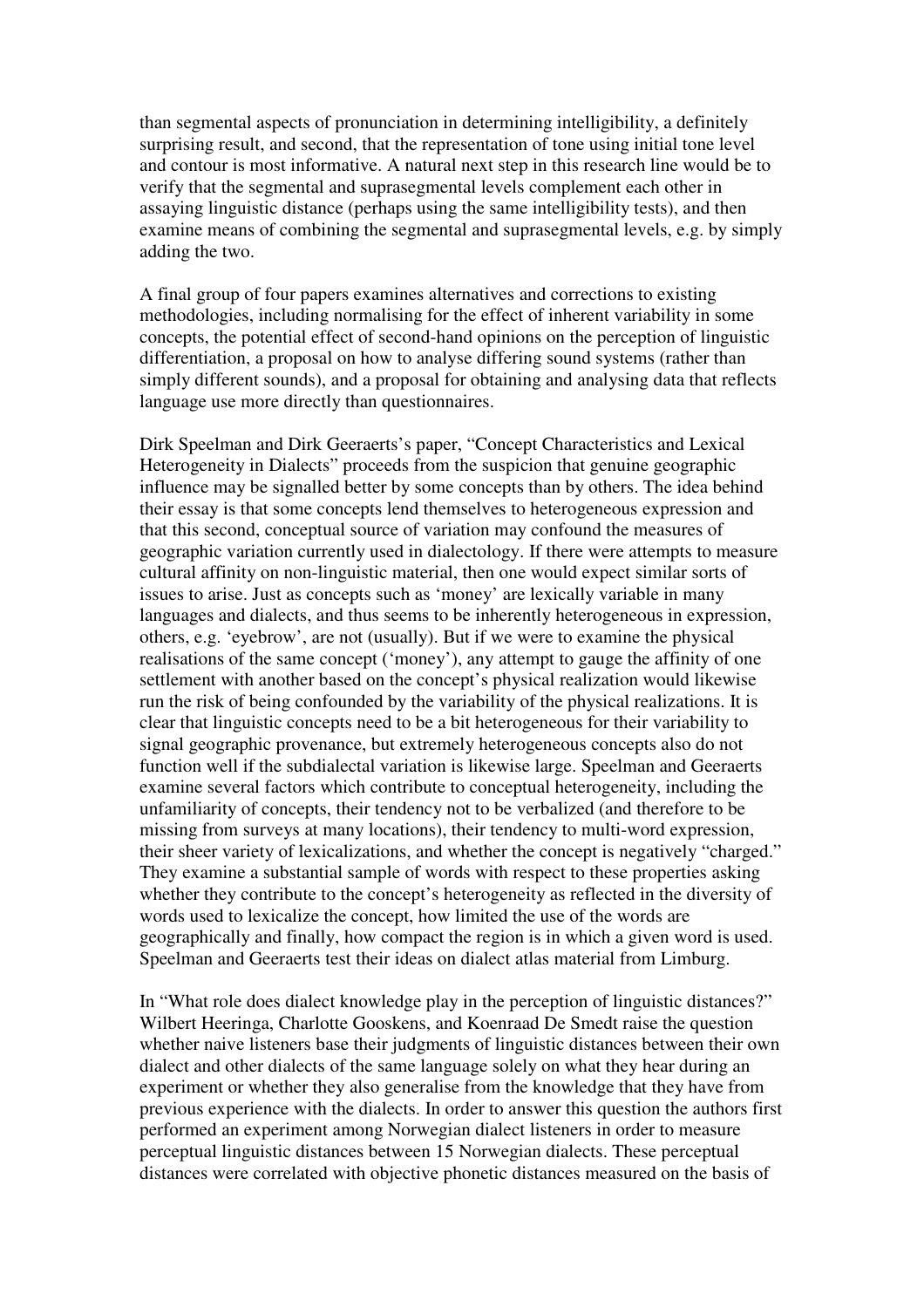than segmental aspects of pronunciation in determining intelligibility, a definitely surprising result, and second, that the representation of tone using initial tone level and contour is most informative. A natural next step in this research line would be to verify that the segmental and suprasegmental levels complement each other in assaying linguistic distance (perhaps using the same intelligibility tests), and then examine means of combining the segmental and suprasegmental levels, e.g. by simply adding the two.

A final group of four papers examines alternatives and corrections to existing methodologies, including normalising for the effect of inherent variability in some concepts, the potential effect of second-hand opinions on the perception of linguistic differentiation, a proposal on how to analyse differing sound systems (rather than simply different sounds), and a proposal for obtaining and analysing data that reflects language use more directly than questionnaires.

Dirk Speelman and Dirk Geeraerts's paper, "Concept Characteristics and Lexical Heterogeneity in Dialects" proceeds from the suspicion that genuine geographic influence may be signalled better by some concepts than by others. The idea behind their essay is that some concepts lend themselves to heterogeneous expression and that this second, conceptual source of variation may confound the measures of geographic variation currently used in dialectology. If there were attempts to measure cultural affinity on non-linguistic material, then one would expect similar sorts of issues to arise. Just as concepts such as 'money' are lexically variable in many languages and dialects, and thus seems to be inherently heterogeneous in expression, others, e.g. 'eyebrow', are not (usually). But if we were to examine the physical realisations of the same concept ('money'), any attempt to gauge the affinity of one settlement with another based on the concept's physical realization would likewise run the risk of being confounded by the variability of the physical realizations. It is clear that linguistic concepts need to be a bit heterogeneous for their variability to signal geographic provenance, but extremely heterogeneous concepts also do not function well if the subdialectal variation is likewise large. Speelman and Geeraerts examine several factors which contribute to conceptual heterogeneity, including the unfamiliarity of concepts, their tendency not to be verbalized (and therefore to be missing from surveys at many locations), their tendency to multi-word expression, their sheer variety of lexicalizations, and whether the concept is negatively "charged." They examine a substantial sample of words with respect to these properties asking whether they contribute to the concept's heterogeneity as reflected in the diversity of words used to lexicalize the concept, how limited the use of the words are geographically and finally, how compact the region is in which a given word is used. Speelman and Geeraerts test their ideas on dialect atlas material from Limburg.

In "What role does dialect knowledge play in the perception of linguistic distances?" Wilbert Heeringa, Charlotte Gooskens, and Koenraad De Smedt raise the question whether naive listeners base their judgments of linguistic distances between their own dialect and other dialects of the same language solely on what they hear during an experiment or whether they also generalise from the knowledge that they have from previous experience with the dialects. In order to answer this question the authors first performed an experiment among Norwegian dialect listeners in order to measure perceptual linguistic distances between 15 Norwegian dialects. These perceptual distances were correlated with objective phonetic distances measured on the basis of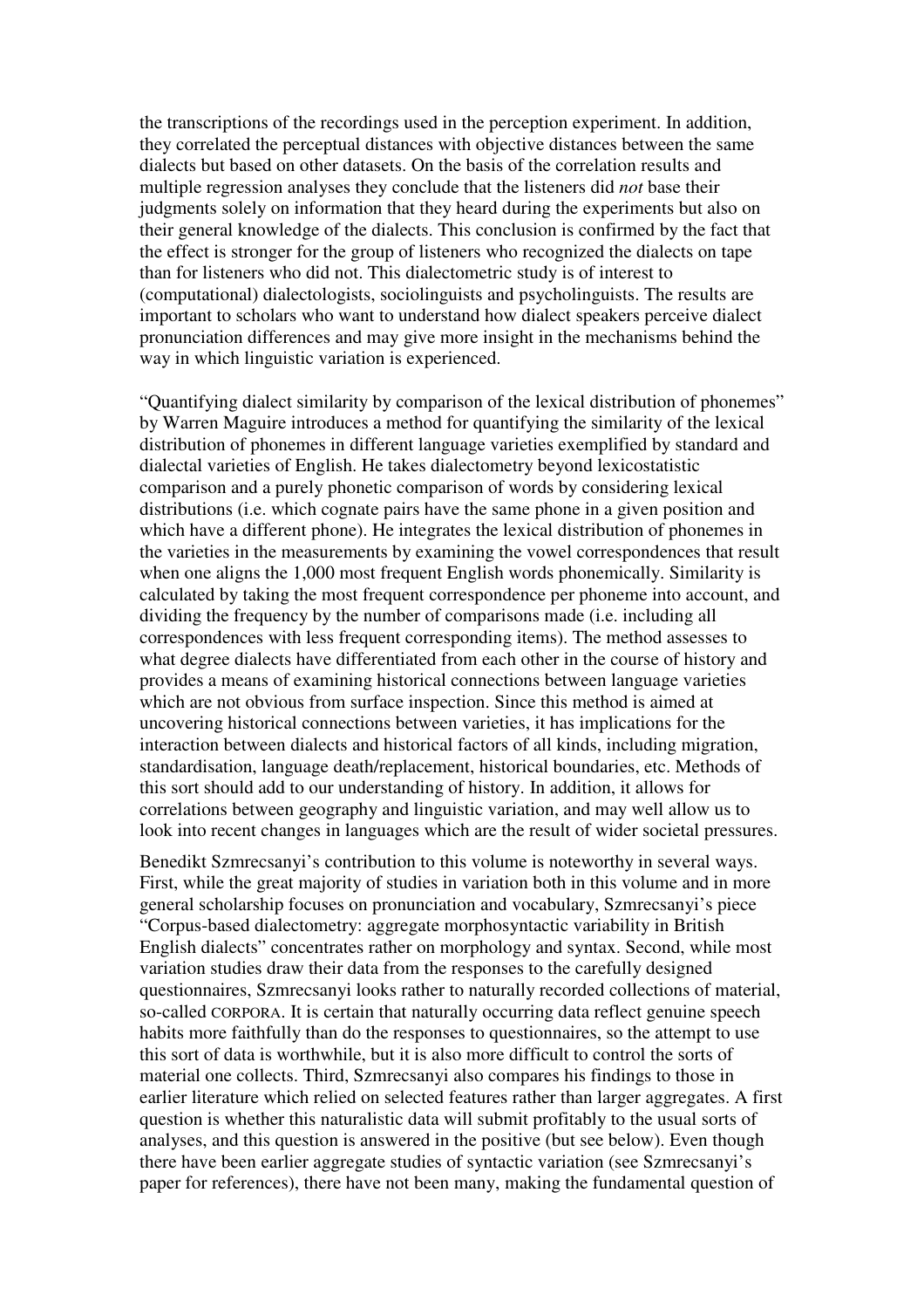the transcriptions of the recordings used in the perception experiment. In addition, they correlated the perceptual distances with objective distances between the same dialects but based on other datasets. On the basis of the correlation results and multiple regression analyses they conclude that the listeners did *not* base their judgments solely on information that they heard during the experiments but also on their general knowledge of the dialects. This conclusion is confirmed by the fact that the effect is stronger for the group of listeners who recognized the dialects on tape than for listeners who did not. This dialectometric study is of interest to (computational) dialectologists, sociolinguists and psycholinguists. The results are important to scholars who want to understand how dialect speakers perceive dialect pronunciation differences and may give more insight in the mechanisms behind the way in which linguistic variation is experienced.

"Quantifying dialect similarity by comparison of the lexical distribution of phonemes" by Warren Maguire introduces a method for quantifying the similarity of the lexical distribution of phonemes in different language varieties exemplified by standard and dialectal varieties of English. He takes dialectometry beyond lexicostatistic comparison and a purely phonetic comparison of words by considering lexical distributions (i.e. which cognate pairs have the same phone in a given position and which have a different phone). He integrates the lexical distribution of phonemes in the varieties in the measurements by examining the vowel correspondences that result when one aligns the 1,000 most frequent English words phonemically. Similarity is calculated by taking the most frequent correspondence per phoneme into account, and dividing the frequency by the number of comparisons made (i.e. including all correspondences with less frequent corresponding items). The method assesses to what degree dialects have differentiated from each other in the course of history and provides a means of examining historical connections between language varieties which are not obvious from surface inspection. Since this method is aimed at uncovering historical connections between varieties, it has implications for the interaction between dialects and historical factors of all kinds, including migration, standardisation, language death/replacement, historical boundaries, etc. Methods of this sort should add to our understanding of history. In addition, it allows for correlations between geography and linguistic variation, and may well allow us to look into recent changes in languages which are the result of wider societal pressures.

Benedikt Szmrecsanyi's contribution to this volume is noteworthy in several ways. First, while the great majority of studies in variation both in this volume and in more general scholarship focuses on pronunciation and vocabulary, Szmrecsanyi's piece "Corpus-based dialectometry: aggregate morphosyntactic variability in British English dialects" concentrates rather on morphology and syntax. Second, while most variation studies draw their data from the responses to the carefully designed questionnaires, Szmrecsanyi looks rather to naturally recorded collections of material, so-called CORPORA. It is certain that naturally occurring data reflect genuine speech habits more faithfully than do the responses to questionnaires, so the attempt to use this sort of data is worthwhile, but it is also more difficult to control the sorts of material one collects. Third, Szmrecsanyi also compares his findings to those in earlier literature which relied on selected features rather than larger aggregates. A first question is whether this naturalistic data will submit profitably to the usual sorts of analyses, and this question is answered in the positive (but see below). Even though there have been earlier aggregate studies of syntactic variation (see Szmrecsanyi's paper for references), there have not been many, making the fundamental question of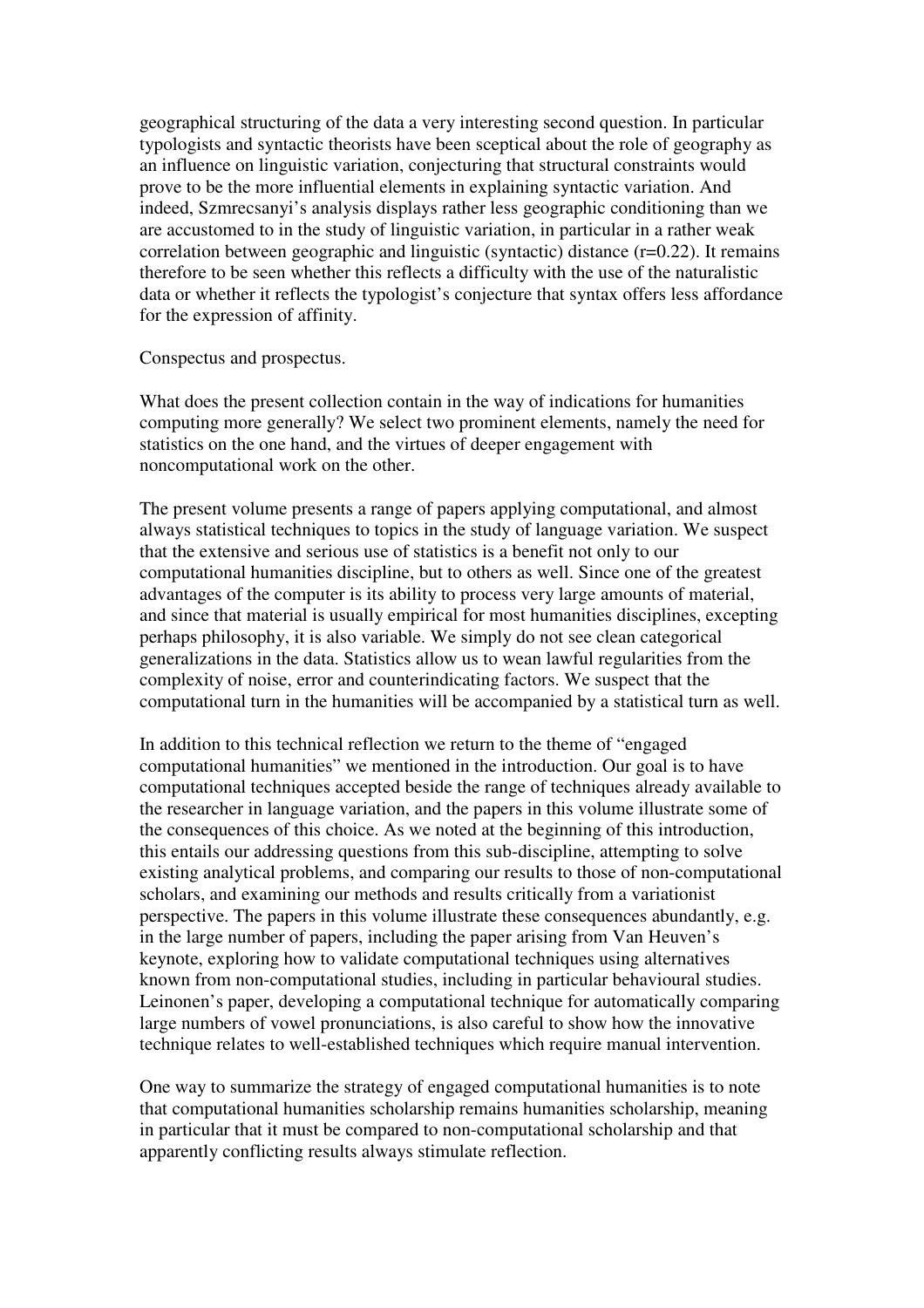geographical structuring of the data a very interesting second question. In particular typologists and syntactic theorists have been sceptical about the role of geography as an influence on linguistic variation, conjecturing that structural constraints would prove to be the more influential elements in explaining syntactic variation. And indeed, Szmrecsanyi's analysis displays rather less geographic conditioning than we are accustomed to in the study of linguistic variation, in particular in a rather weak correlation between geographic and linguistic (syntactic) distance ($r=0.22$). It remains therefore to be seen whether this reflects a difficulty with the use of the naturalistic data or whether it reflects the typologist's conjecture that syntax offers less affordance for the expression of affinity.

## Conspectus and prospectus.

What does the present collection contain in the way of indications for humanities computing more generally? We select two prominent elements, namely the need for statistics on the one hand, and the virtues of deeper engagement with noncomputational work on the other.

The present volume presents a range of papers applying computational, and almost always statistical techniques to topics in the study of language variation. We suspect that the extensive and serious use of statistics is a benefit not only to our computational humanities discipline, but to others as well. Since one of the greatest advantages of the computer is its ability to process very large amounts of material, and since that material is usually empirical for most humanities disciplines, excepting perhaps philosophy, it is also variable. We simply do not see clean categorical generalizations in the data. Statistics allow us to wean lawful regularities from the complexity of noise, error and counterindicating factors. We suspect that the computational turn in the humanities will be accompanied by a statistical turn as well.

In addition to this technical reflection we return to the theme of "engaged computational humanities" we mentioned in the introduction. Our goal is to have computational techniques accepted beside the range of techniques already available to the researcher in language variation, and the papers in this volume illustrate some of the consequences of this choice. As we noted at the beginning of this introduction, this entails our addressing questions from this sub-discipline, attempting to solve existing analytical problems, and comparing our results to those of non-computational scholars, and examining our methods and results critically from a variationist perspective. The papers in this volume illustrate these consequences abundantly, e.g. in the large number of papers, including the paper arising from Van Heuven's keynote, exploring how to validate computational techniques using alternatives known from non-computational studies, including in particular behavioural studies. Leinonen's paper, developing a computational technique for automatically comparing large numbers of vowel pronunciations, is also careful to show how the innovative technique relates to well-established techniques which require manual intervention.

One way to summarize the strategy of engaged computational humanities is to note that computational humanities scholarship remains humanities scholarship, meaning in particular that it must be compared to non-computational scholarship and that apparently conflicting results always stimulate reflection.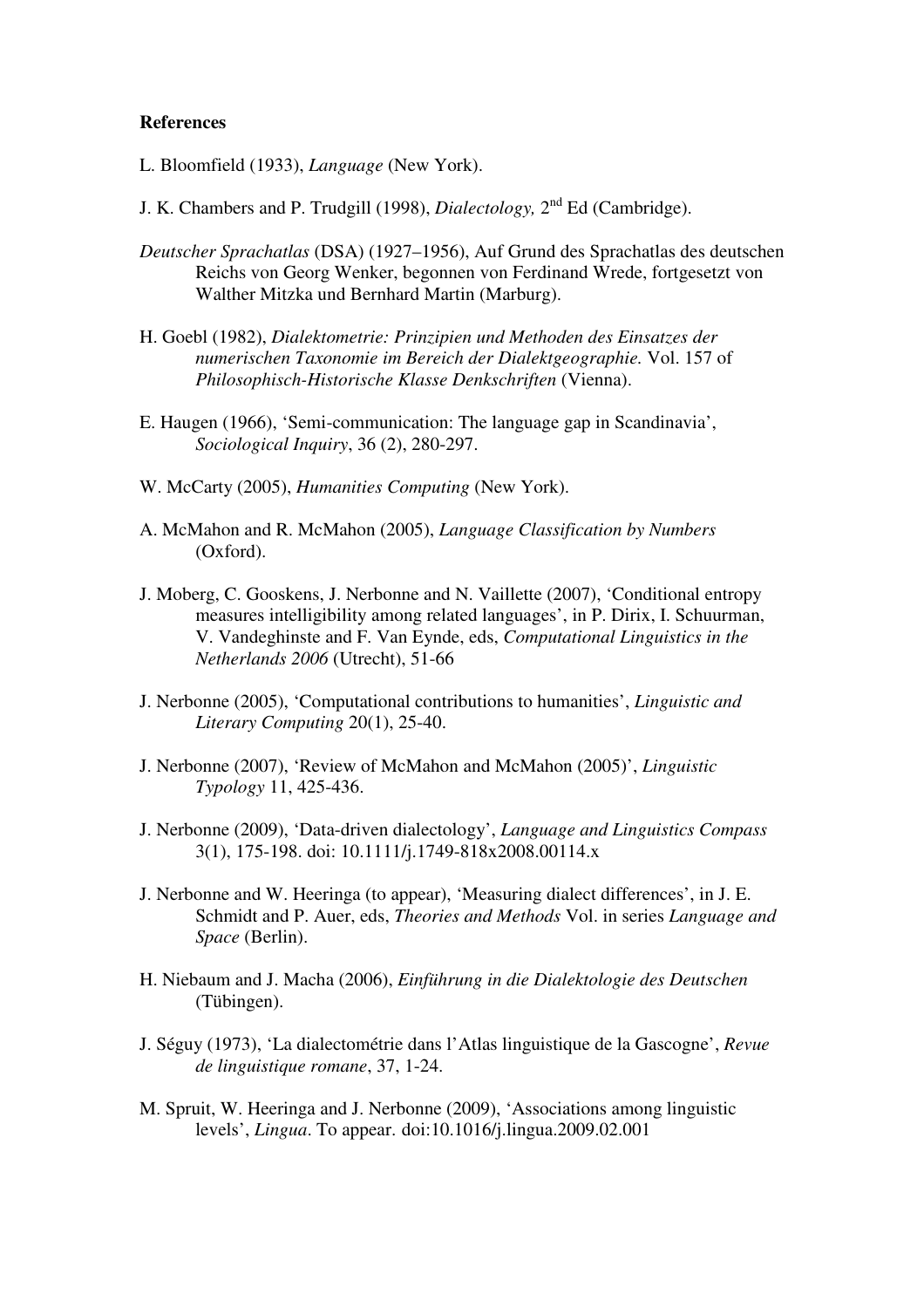**References**

L. Bloomfield (1933), *Language* (New York).

J. K. Chambers and P. Trudgill (1998), *Dialectology,* 2nd Ed (Cambridge).

*Deutscher Sprachatlas* (DSA) (1927–1956), Auf Grund des Sprachatlas des deutschen Reichs von Georg Wenker, begonnen von Ferdinand Wrede, fortgesetzt von Walther Mitzka und Bernhard Martin (Marburg).

H. Goebl (1982), *Dialektometrie: Prinzipien und Methoden des Einsatzes der numerischen Taxonomie im Bereich der Dialektgeographie.* Vol. 157 of *Philosophisch-Historische Klasse Denkschriften* (Vienna).

E. Haugen (1966), 'Semi-communication: The language gap in Scandinavia', *Sociological Inquiry*, 36 (2), 280-297.

W. McCarty (2005), *Humanities Computing* (New York).

A. McMahon and R. McMahon (2005), *Language Classification by Numbers* (Oxford).

J. Moberg, C. Gooskens, J. Nerbonne and N. Vaillette (2007), 'Conditional entropy measures intelligibility among related languages', in P. Dirix, I. Schuurman, V. Vandeghinste and F. Van Eynde, eds, *Computational Linguistics in the Netherlands 2006* (Utrecht), 51-66

J. Nerbonne (2005), 'Computational contributions to humanities', *Linguistic and Literary Computing* 20(1), 25-40.

J. Nerbonne (2007), 'Review of McMahon and McMahon (2005)', *Linguistic Typology* 11, 425-436.

J. Nerbonne (2009), 'Data-driven dialectology', *Language and Linguistics Compass* 3(1), 175-198. doi: 10.1111/j.1749-818x2008.00114.x

J. Nerbonne and W. Heeringa (to appear), 'Measuring dialect differences', in J. E. Schmidt and P. Auer, eds, *Theories and Methods* Vol. in series *Language and Space* (Berlin).

H. Niebaum and J. Macha (2006), *Einführung in die Dialektologie des Deutschen* (Tübingen).

J. Séguy (1973), 'La dialectométrie dans l'Atlas linguistique de la Gascogne', *Revue de linguistique romane*, 37, 1-24.

M. Spruit, W. Heeringa and J. Nerbonne (2009), 'Associations among linguistic levels', *Lingua*. To appear. doi:10.1016/j.lingua.2009.02.001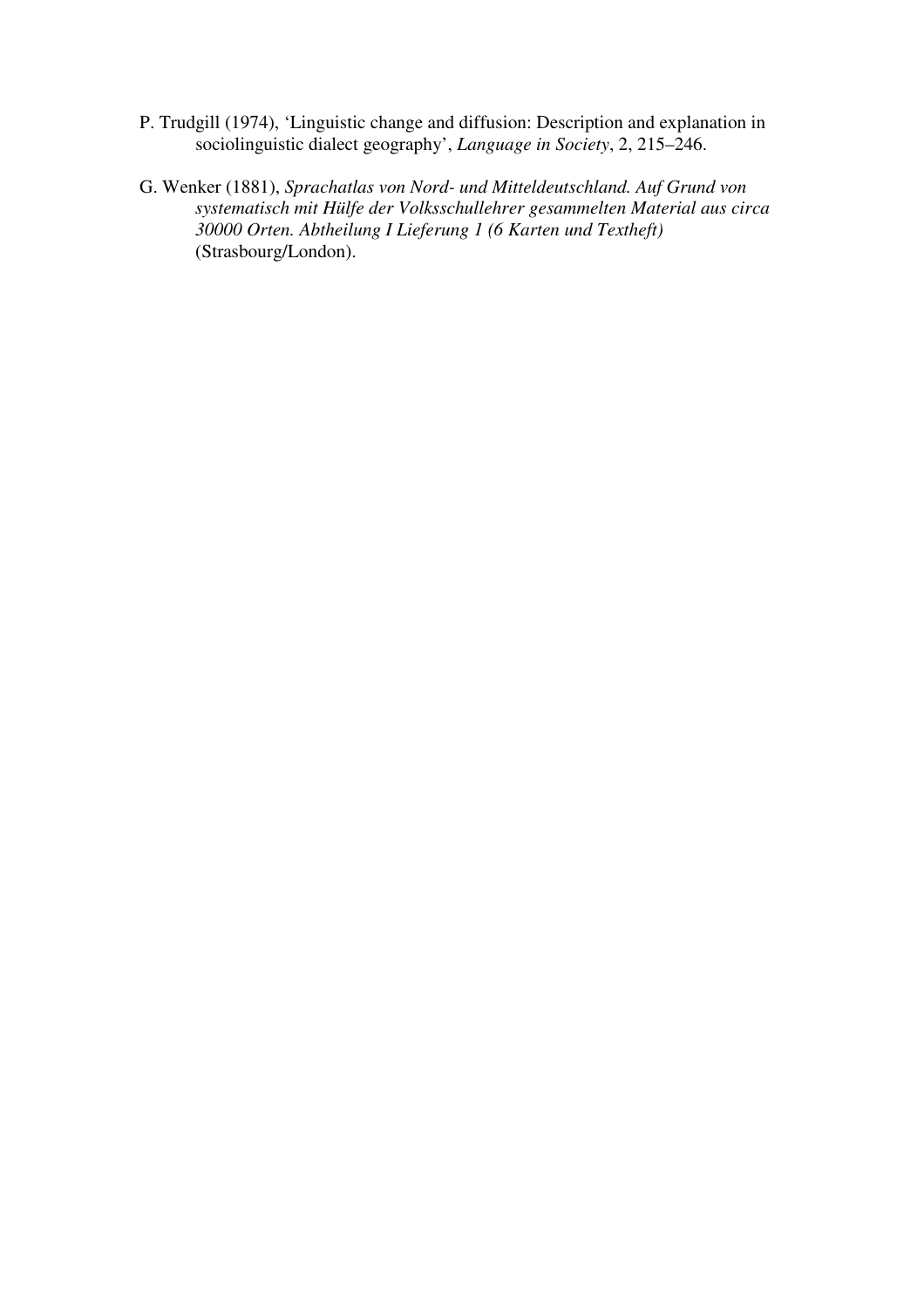P. Trudgill (1974), 'Linguistic change and diffusion: Description and explanation in sociolinguistic dialect geography', *Language in Society*, 2, 215–246.

G. Wenker (1881), *Sprachatlas von Nord- und Mitteldeutschland. Auf Grund von systematisch mit Hülfe der Volksschullehrer gesammelten Material aus circa 30000 Orten. Abtheilung I Lieferung 1 (6 Karten und Textheft)* (Strasbourg/London).